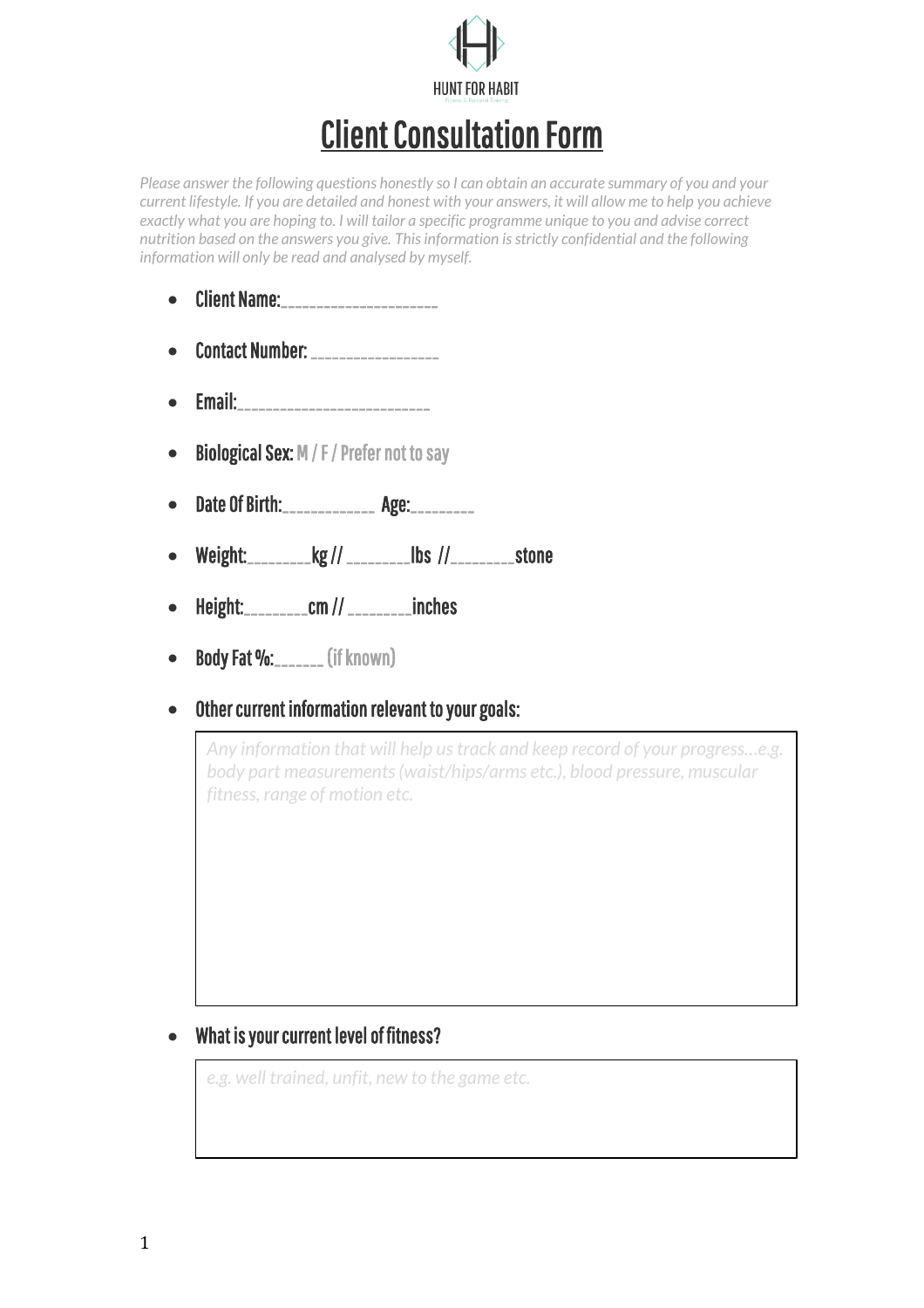HUNT FOR HABIT

Fitness & Personal Training

# Client Consultation Form

*Please answer the following questions honestly so I can obtain an accurate summary of you and your current lifestyle. If you are detailed and honest with your answers, it will allow me to help you achieve exactly what you are hoping to. I will tailor a specific programme unique to you and advise correct nutrition based on the answers you give. This information is strictly confidential and the following information will only be read and analysed by myself.*

- **Client Name:**_______________________
- **Contact Number:** ___________________
- **Email:**____________________________
- **Biological Sex:** M / F / Prefer not to say
- **Date Of Birth:**_____________ **Age:**_________
- **Weight:**_________**kg //** _________**lbs //**_________**stone**
- **Height:**_________**cm //** _________**inches**
- **Body Fat %:**_______ (if known)
- **Other current information relevant to your goals:**

*Any information that will help us track and keep record of your progress…e.g. body part measurements (waist/hips/arms etc.), blood pressure, muscular fitness, range of motion etc.*

- **What is your current level of fitness?**

*e.g. well trained, unfit, new to the game etc.*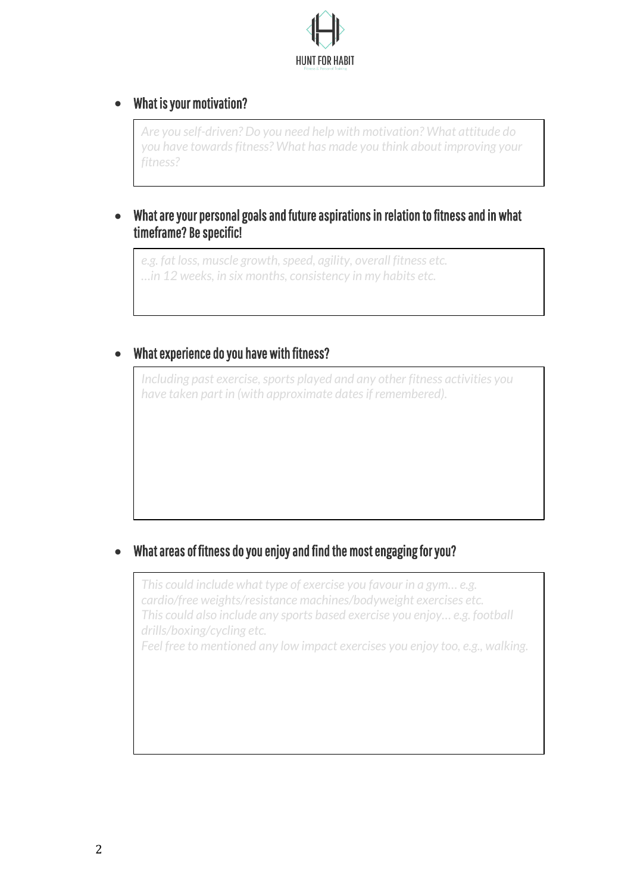- **What is your motivation?**

*Are you self-driven? Do you need help with motivation? What attitude do you have towards fitness? What has made you think about improving your fitness?*

- **What are your personal goals and future aspirations in relation to fitness and in what timeframe? Be specific!**

*e.g. fat loss, muscle growth, speed, agility, overall fitness etc.*
*…in 12 weeks, in six months, consistency in my habits etc.*

- **What experience do you have with fitness?**

*Including past exercise, sports played and any other fitness activities you have taken part in (with approximate dates if remembered).*

- **What areas of fitness do you enjoy and find the most engaging for you?**

*This could include what type of exercise you favour in a gym… e.g. cardio/free weights/resistance machines/bodyweight exercises etc.*
*This could also include any sports based exercise you enjoy… e.g. football drills/boxing/cycling etc.*
*Feel free to mentioned any low impact exercises you enjoy too, e.g., walking.*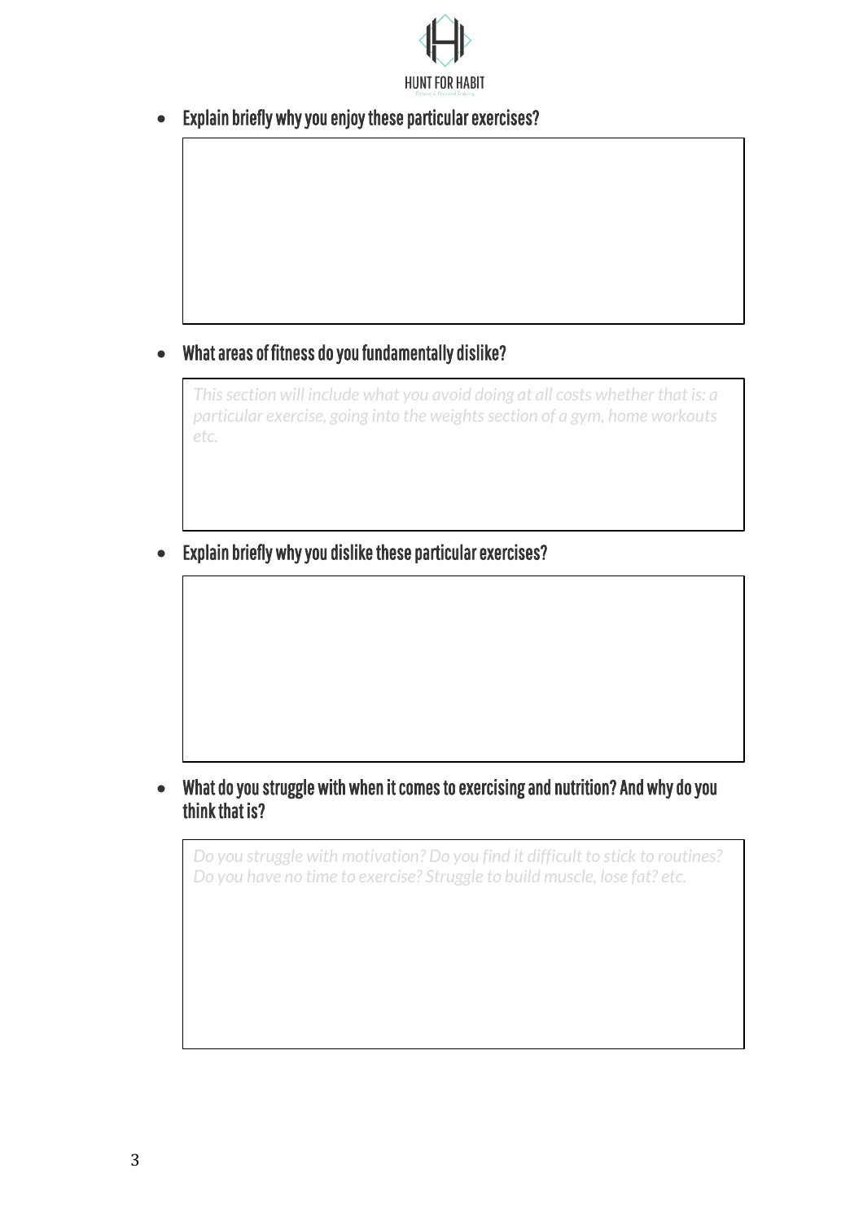- **Explain briefly why you enjoy these particular exercises?**

- **What areas of fitness do you fundamentally dislike?**

*This section will include what you avoid doing at all costs whether that is: a particular exercise, going into the weights section of a gym, home workouts etc.*

- **Explain briefly why you dislike these particular exercises?**

- **What do you struggle with when it comes to exercising and nutrition? And why do you think that is?**

*Do you struggle with motivation? Do you find it difficult to stick to routines? Do you have no time to exercise? Struggle to build muscle, lose fat? etc.*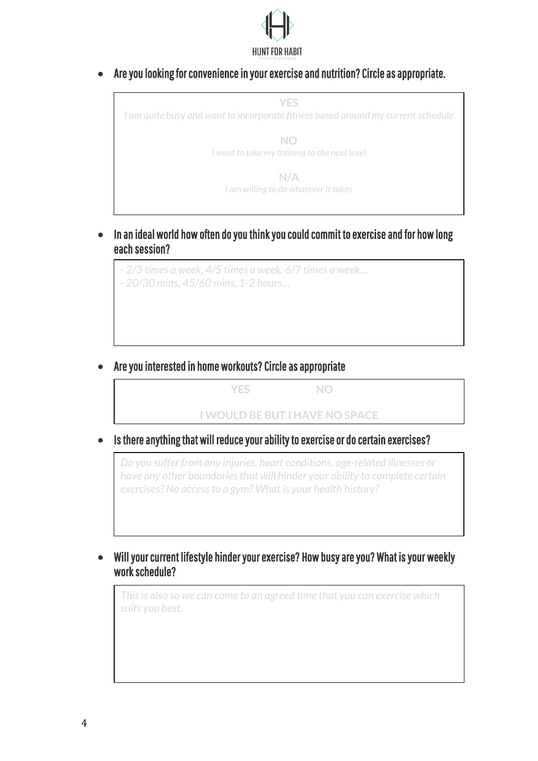HUNT FOR HABIT

Fitness & Personal Training

- **Are you looking for convenience in your exercise and nutrition? Circle as appropriate.**

**YES**
*I am quite busy and want to incorporate fitness based around my current schedule*

**NO**
*I want to take my training to the next level*

**N/A**
*I am willing to do whatever it takes*

- **In an ideal world how often do you think you could commit to exercise and for how long each session?**

*- 2/3 times a week, 4/5 times a week, 6/7 times a week…*
*- 20/30 mins, 45/60 mins, 1-2 hours…*

- **Are you interested in home workouts? Circle as appropriate**

**YES** **NO**

**I WOULD BE BUT I HAVE NO SPACE**

- **Is there anything that will reduce your ability to exercise or do certain exercises?**

*Do you suffer from any injuries, heart conditions, age-related illnesses or have any other boundaries that will hinder your ability to complete certain exercises? No access to a gym? What is your health history?*

- **Will your current lifestyle hinder your exercise? How busy are you? What is your weekly work schedule?**

*This is also so we can come to an agreed time that you can exercise which suits you best.*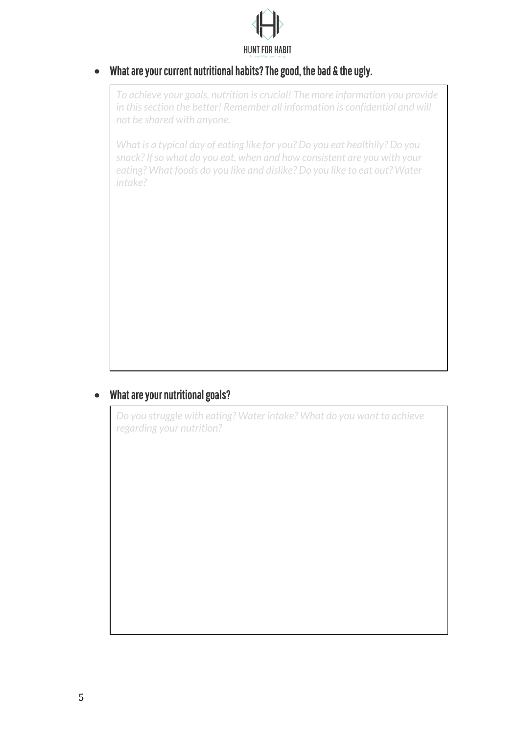- **What are your current nutritional habits? The good, the bad & the ugly.**

*To achieve your goals, nutrition is crucial! The more information you provide in this section the better! Remember all information is confidential and will not be shared with anyone.*

*What is a typical day of eating like for you? Do you eat healthily? Do you snack? If so what do you eat, when and how consistent are you with your eating? What foods do you like and dislike? Do you like to eat out? Water intake?*

- **What are your nutritional goals?**

*Do you struggle with eating? Water intake? What do you want to achieve regarding your nutrition?*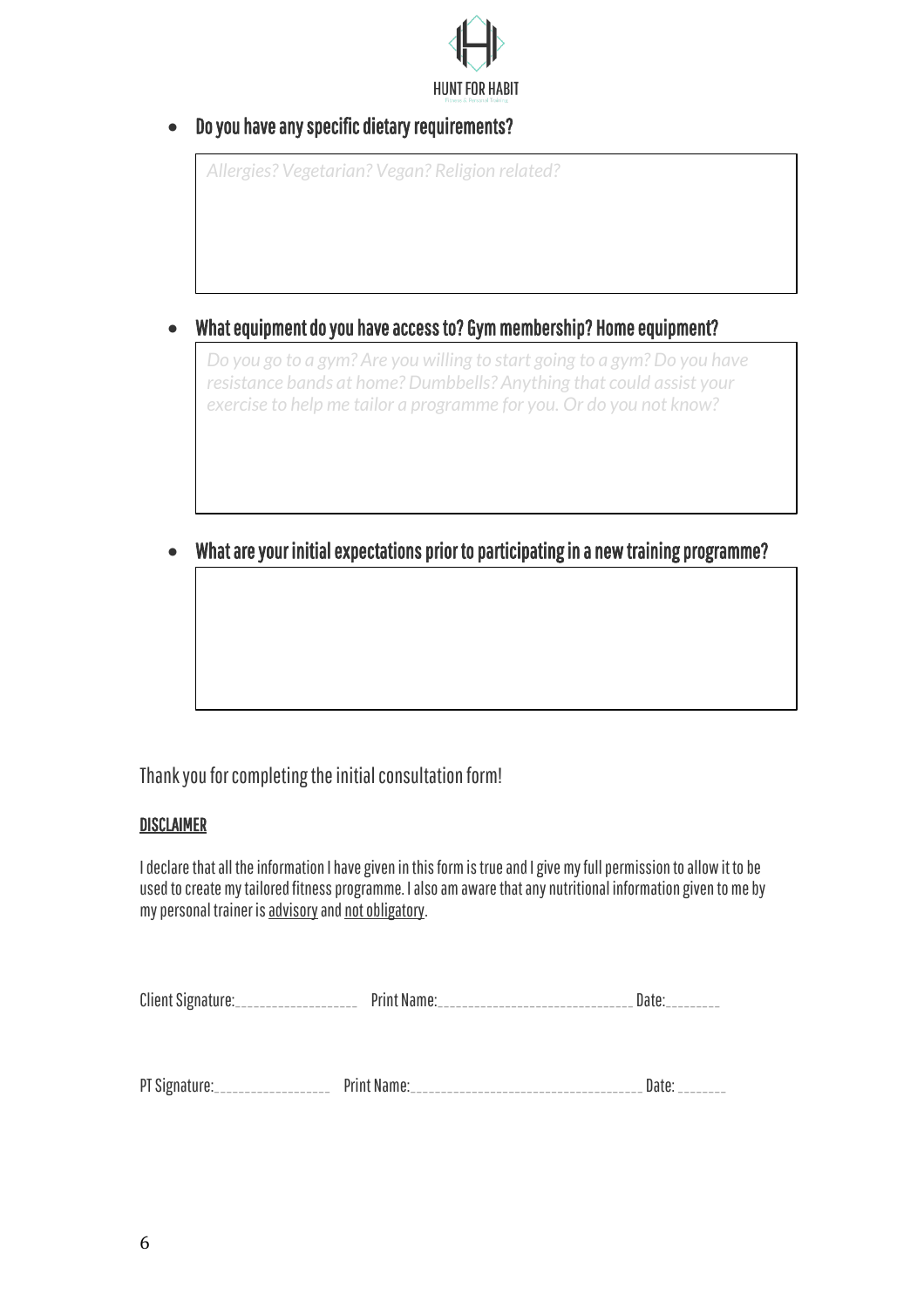- **Do you have any specific dietary requirements?**

*Allergies? Vegetarian? Vegan? Religion related?*

- **What equipment do you have access to? Gym membership? Home equipment?**

*Do you go to a gym? Are you willing to start going to a gym? Do you have resistance bands at home? Dumbbells? Anything that could assist your exercise to help me tailor a programme for you. Or do you not know?*

- **What are your initial expectations prior to participating in a new training programme?**

Thank you for completing the initial consultation form!

**DISCLAIMER**

I declare that all the information I have given in this form is true and I give my full permission to allow it to be used to create my tailored fitness programme. I also am aware that any nutritional information given to me by my personal trainer is advisory and not obligatory.

Client Signature:__________________ Print Name:_____________________________ Date:________

PT Signature:_________________ Print Name:___________________________________ Date: _______